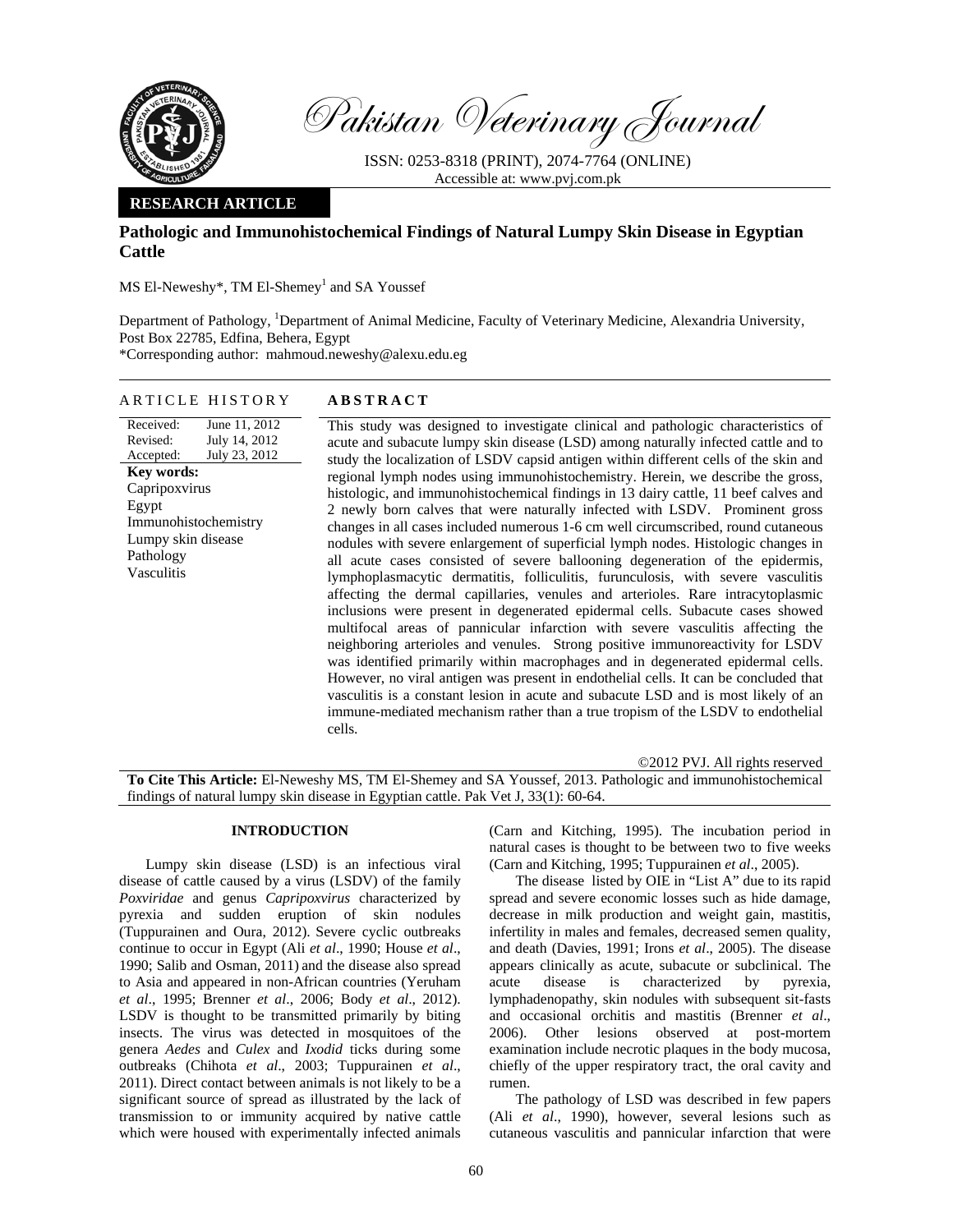Pakistan Veterinary Journal

ISSN: 0253-8318 (PRINT), 2074-7764 (ONLINE)
Accessible at: www.pvj.com.pk

**RESEARCH ARTICLE**

# Pathologic and Immunohistochemical Findings of Natural Lumpy Skin Disease in Egyptian Cattle

MS El-Neweshy*, TM El-Shemey[1] and SA Youssef

Department of Pathology, [1]Department of Animal Medicine, Faculty of Veterinary Medicine, Alexandria University, Post Box 22785, Edfina, Behera, Egypt
*Corresponding author: mahmoud.neweshy@alexu.edu.eg

## ARTICLE HISTORY

| | |
|---|---|
| Received: | June 11, 2012 |
| Revised: | July 14, 2012 |
| Accepted: | July 23, 2012 |

**Key words:**
Capripoxvirus
Egypt
Immunohistochemistry
Lumpy skin disease
Pathology
Vasculitis

## ABSTRACT

This study was designed to investigate clinical and pathologic characteristics of acute and subacute lumpy skin disease (LSD) among naturally infected cattle and to study the localization of LSDV capsid antigen within different cells of the skin and regional lymph nodes using immunohistochemistry. Herein, we describe the gross, histologic, and immunohistochemical findings in 13 dairy cattle, 11 beef calves and 2 newly born calves that were naturally infected with LSDV. Prominent gross changes in all cases included numerous 1-6 cm well circumscribed, round cutaneous nodules with severe enlargement of superficial lymph nodes. Histologic changes in all acute cases consisted of severe ballooning degeneration of the epidermis, lymphoplasmacytic dermatitis, folliculitis, furunculosis, with severe vasculitis affecting the dermal capillaries, venules and arterioles. Rare intracytoplasmic inclusions were present in degenerated epidermal cells. Subacute cases showed multifocal areas of pannicular infarction with severe vasculitis affecting the neighboring arterioles and venules. Strong positive immunoreactivity for LSDV was identified primarily within macrophages and in degenerated epidermal cells. However, no viral antigen was present in endothelial cells. It can be concluded that vasculitis is a constant lesion in acute and subacute LSD and is most likely of an immune-mediated mechanism rather than a true tropism of the LSDV to endothelial cells.

©2012 PVJ. All rights reserved

**To Cite This Article:** El-Neweshy MS, TM El-Shemey and SA Youssef, 2013. Pathologic and immunohistochemical findings of natural lumpy skin disease in Egyptian cattle. Pak Vet J, 33(1): 60-64.

## INTRODUCTION

Lumpy skin disease (LSD) is an infectious viral disease of cattle caused by a virus (LSDV) of the family *Poxviridae* and genus *Capripoxvirus* characterized by pyrexia and sudden eruption of skin nodules (Tuppurainen and Oura, 2012). Severe cyclic outbreaks continue to occur in Egypt (Ali *et al*., 1990; House *et al*., 1990; Salib and Osman, 2011) and the disease also spread to Asia and appeared in non-African countries (Yeruham *et al*., 1995; Brenner *et al*., 2006; Body *et al*., 2012). LSDV is thought to be transmitted primarily by biting insects. The virus was detected in mosquitoes of the genera *Aedes* and *Culex* and *Ixodid* ticks during some outbreaks (Chihota *et al*., 2003; Tuppurainen *et al*., 2011). Direct contact between animals is not likely to be a significant source of spread as illustrated by the lack of transmission to or immunity acquired by native cattle which were housed with experimentally infected animals (Carn and Kitching, 1995). The incubation period in natural cases is thought to be between two to five weeks (Carn and Kitching, 1995; Tuppurainen *et al*., 2005).

The disease listed by OIE in "List A" due to its rapid spread and severe economic losses such as hide damage, decrease in milk production and weight gain, mastitis, infertility in males and females, decreased semen quality, and death (Davies, 1991; Irons *et al*., 2005). The disease appears clinically as acute, subacute or subclinical. The acute disease is characterized by pyrexia, lymphadenopathy, skin nodules with subsequent sit-fasts and occasional orchitis and mastitis (Brenner *et al*., 2006). Other lesions observed at post-mortem examination include necrotic plaques in the body mucosa, chiefly of the upper respiratory tract, the oral cavity and rumen.

The pathology of LSD was described in few papers (Ali *et al*., 1990), however, several lesions such as cutaneous vasculitis and pannicular infarction that were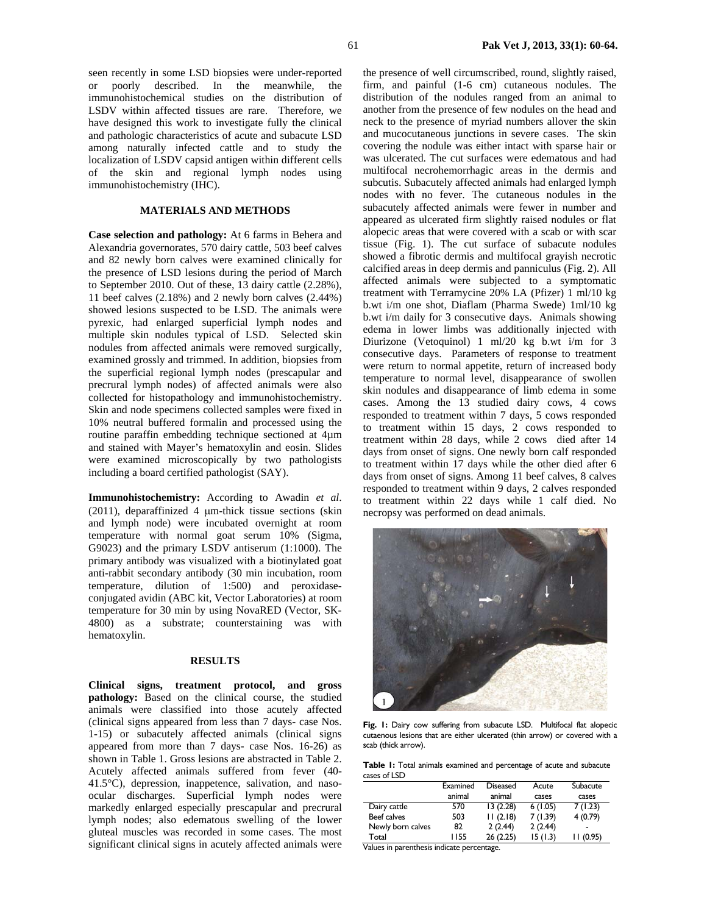seen recently in some LSD biopsies were under-reported or poorly described. In the meanwhile, the immunohistochemical studies on the distribution of LSDV within affected tissues are rare. Therefore, we have designed this work to investigate fully the clinical and pathologic characteristics of acute and subacute LSD among naturally infected cattle and to study the localization of LSDV capsid antigen within different cells of the skin and regional lymph nodes using immunohistochemistry (IHC).

## MATERIALS AND METHODS

**Case selection and pathology:** At 6 farms in Behera and Alexandria governorates, 570 dairy cattle, 503 beef calves and 82 newly born calves were examined clinically for the presence of LSD lesions during the period of March to September 2010. Out of these, 13 dairy cattle (2.28%), 11 beef calves (2.18%) and 2 newly born calves (2.44%) showed lesions suspected to be LSD. The animals were pyrexic, had enlarged superficial lymph nodes and multiple skin nodules typical of LSD. Selected skin nodules from affected animals were removed surgically, examined grossly and trimmed. In addition, biopsies from the superficial regional lymph nodes (prescapular and precrural lymph nodes) of affected animals were also collected for histopathology and immunohistochemistry. Skin and node specimens collected samples were fixed in 10% neutral buffered formalin and processed using the routine paraffin embedding technique sectioned at 4µm and stained with Mayer's hematoxylin and eosin. Slides were examined microscopically by two pathologists including a board certified pathologist (SAY).

**Immunohistochemistry:** According to Awadin *et al*. (2011), deparaffinized 4 µm-thick tissue sections (skin and lymph node) were incubated overnight at room temperature with normal goat serum 10% (Sigma, G9023) and the primary LSDV antiserum (1:1000). The primary antibody was visualized with a biotinylated goat anti-rabbit secondary antibody (30 min incubation, room temperature, dilution of 1:500) and peroxidase-conjugated avidin (ABC kit, Vector Laboratories) at room temperature for 30 min by using NovaRED (Vector, SK-4800) as a substrate; counterstaining was with hematoxylin.

## RESULTS

**Clinical signs, treatment protocol, and gross pathology:** Based on the clinical course, the studied animals were classified into those acutely affected (clinical signs appeared from less than 7 days- case Nos. 1-15) or subacutely affected animals (clinical signs appeared from more than 7 days- case Nos. 16-26) as shown in Table 1. Gross lesions are abstracted in Table 2. Acutely affected animals suffered from fever (40-41.5°C), depression, inappetence, salivation, and naso-ocular discharges. Superficial lymph nodes were markedly enlarged especially prescapular and precrural lymph nodes; also edematous swelling of the lower gluteal muscles was recorded in some cases. The most significant clinical signs in acutely affected animals were the presence of well circumscribed, round, slightly raised, firm, and painful (1-6 cm) cutaneous nodules. The distribution of the nodules ranged from an animal to another from the presence of few nodules on the head and neck to the presence of myriad numbers allover the skin and mucocutaneous junctions in severe cases. The skin covering the nodule was either intact with sparse hair or was ulcerated. The cut surfaces were edematous and had multifocal necrohemorrhagic areas in the dermis and subcutis. Subacutely affected animals had enlarged lymph nodes with no fever. The cutaneous nodules in the subacutely affected animals were fewer in number and appeared as ulcerated firm slightly raised nodules or flat alopecic areas that were covered with a scab or with scar tissue (Fig. 1). The cut surface of subacute nodules showed a fibrotic dermis and multifocal grayish necrotic calcified areas in deep dermis and panniculus (Fig. 2). All affected animals were subjected to a symptomatic treatment with Terramycine 20% LA (Pfizer) 1 ml/10 kg b.wt i/m one shot, Diaflam (Pharma Swede) 1ml/10 kg b.wt i/m daily for 3 consecutive days. Animals showing edema in lower limbs was additionally injected with Diurizone (Vetoquinol) 1 ml/20 kg b.wt i/m for 3 consecutive days. Parameters of response to treatment were return to normal appetite, return of increased body temperature to normal level, disappearance of swollen skin nodules and disappearance of limb edema in some cases. Among the 13 studied dairy cows, 4 cows responded to treatment within 7 days, 5 cows responded to treatment within 15 days, 2 cows responded to treatment within 28 days, while 2 cows died after 14 days from onset of signs. One newly born calf responded to treatment within 17 days while the other died after 6 days from onset of signs. Among 11 beef calves, 8 calves responded to treatment within 9 days, 2 calves responded to treatment within 22 days while 1 calf died. No necropsy was performed on dead animals.

**Fig. 1:** Dairy cow suffering from subacute LSD. Multifocal flat alopecic cutaenous lesions that are either ulcerated (thin arrow) or covered with a scab (thick arrow).

**Table 1:** Total animals examined and percentage of acute and subacute cases of LSD

| | Examined animal | Diseased animal | Acute cases | Subacute cases |
|---|---|---|---|---|
| Dairy cattle | 570 | 13 (2.28) | 6 (1.05) | 7 (1.23) |
| Beef calves | 503 | 11 (2.18) | 7 (1.39) | 4 (0.79) |
| Newly born calves | 82 | 2 (2.44) | 2 (2.44) | - |
| Total | 1155 | 26 (2.25) | 15 (1.3) | 11 (0.95) |

Values in parenthesis indicate percentage.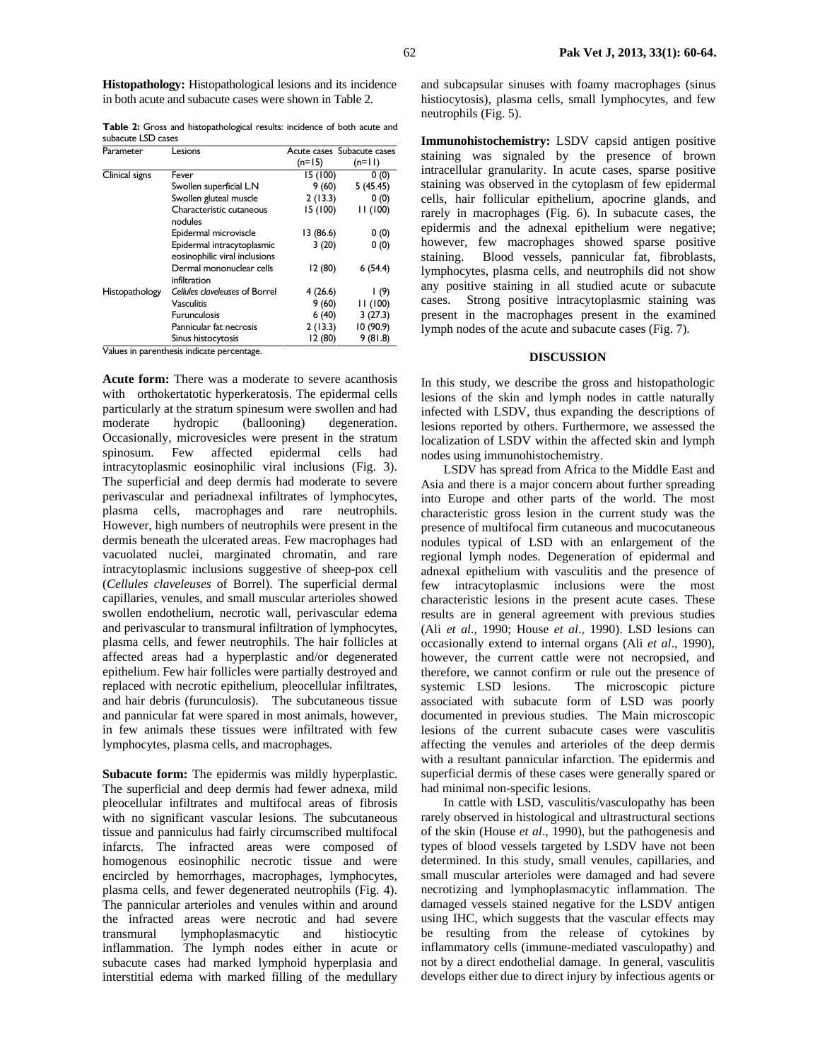**Histopathology:** Histopathological lesions and its incidence in both acute and subacute cases were shown in Table 2.

**Table 2:** Gross and histopathological results: incidence of both acute and subacute LSD cases

| Parameter | Lesions | Acute cases (n=15) | Subacute cases (n=11) |
|---|---|---|---|
| Clinical signs | Fever | 15 (100) | 0 (0) |
| | Swollen superficial LN | 9 (60) | 5 (45.45) |
| | Swollen gluteal muscle | 2 (13.3) | 0 (0) |
| | Characteristic cutaneous nodules | 15 (100) | 11 (100) |
| | Epidermal microviscle | 13 (86.6) | 0 (0) |
| | Epidermal intracytoplasmic eosinophilic viral inclusions | 3 (20) | 0 (0) |
| | Dermal mononuclear cells infiltration | 12 (80) | 6 (54.4) |
| Histopathology | *Cellules claveleuses* of Borrel | 4 (26.6) | 1 (9) |
| | Vasculitis | 9 (60) | 11 (100) |
| | Furunculosis | 6 (40) | 3 (27.3) |
| | Pannicular fat necrosis | 2 (13.3) | 10 (90.9) |
| | Sinus histocytosis | 12 (80) | 9 (81.8) |

Values in parenthesis indicate percentage.

**Acute form:** There was a moderate to severe acanthosis with orthokertatotic hyperkeratosis. The epidermal cells particularly at the stratum spinesum were swollen and had moderate hydropic (ballooning) degeneration. Occasionally, microvesicles were present in the stratum spinosum. Few affected epidermal cells had intracytoplasmic eosinophilic viral inclusions (Fig. 3). The superficial and deep dermis had moderate to severe perivascular and periadnexal infiltrates of lymphocytes, plasma cells, macrophages and rare neutrophils. However, high numbers of neutrophils were present in the dermis beneath the ulcerated areas. Few macrophages had vacuolated nuclei, marginated chromatin, and rare intracytoplasmic inclusions suggestive of sheep-pox cell (*Cellules claveleuses* of Borrel). The superficial dermal capillaries, venules, and small muscular arterioles showed swollen endothelium, necrotic wall, perivascular edema and perivascular to transmural infiltration of lymphocytes, plasma cells, and fewer neutrophils. The hair follicles at affected areas had a hyperplastic and/or degenerated epithelium. Few hair follicles were partially destroyed and replaced with necrotic epithelium, pleocellular infiltrates, and hair debris (furunculosis). The subcutaneous tissue and pannicular fat were spared in most animals, however, in few animals these tissues were infiltrated with few lymphocytes, plasma cells, and macrophages.

**Subacute form:** The epidermis was mildly hyperplastic. The superficial and deep dermis had fewer adnexa, mild pleocellular infiltrates and multifocal areas of fibrosis with no significant vascular lesions. The subcutaneous tissue and panniculus had fairly circumscribed multifocal infarcts. The infracted areas were composed of homogenous eosinophilic necrotic tissue and were encircled by hemorrhages, macrophages, lymphocytes, plasma cells, and fewer degenerated neutrophils (Fig. 4). The pannicular arterioles and venules within and around the infracted areas were necrotic and had severe transmural lymphoplasmacytic and histiocytic inflammation. The lymph nodes either in acute or subacute cases had marked lymphoid hyperplasia and interstitial edema with marked filling of the medullary and subcapsular sinuses with foamy macrophages (sinus histiocytosis), plasma cells, small lymphocytes, and few neutrophils (Fig. 5).

**Immunohistochemistry:** LSDV capsid antigen positive staining was signaled by the presence of brown intracellular granularity. In acute cases, sparse positive staining was observed in the cytoplasm of few epidermal cells, hair follicular epithelium, apocrine glands, and rarely in macrophages (Fig. 6). In subacute cases, the epidermis and the adnexal epithelium were negative; however, few macrophages showed sparse positive staining. Blood vessels, pannicular fat, fibroblasts, lymphocytes, plasma cells, and neutrophils did not show any positive staining in all studied acute or subacute cases. Strong positive intracytoplasmic staining was present in the macrophages present in the examined lymph nodes of the acute and subacute cases (Fig. 7).

## DISCUSSION

In this study, we describe the gross and histopathologic lesions of the skin and lymph nodes in cattle naturally infected with LSDV, thus expanding the descriptions of lesions reported by others. Furthermore, we assessed the localization of LSDV within the affected skin and lymph nodes using immunohistochemistry.

LSDV has spread from Africa to the Middle East and Asia and there is a major concern about further spreading into Europe and other parts of the world. The most characteristic gross lesion in the current study was the presence of multifocal firm cutaneous and mucocutaneous nodules typical of LSD with an enlargement of the regional lymph nodes. Degeneration of epidermal and adnexal epithelium with vasculitis and the presence of few intracytoplasmic inclusions were the most characteristic lesions in the present acute cases. These results are in general agreement with previous studies (Ali *et al*., 1990; House *et al*., 1990). LSD lesions can occasionally extend to internal organs (Ali *et al*., 1990), however, the current cattle were not necropsied, and therefore, we cannot confirm or rule out the presence of systemic LSD lesions. The microscopic picture associated with subacute form of LSD was poorly documented in previous studies. The Main microscopic lesions of the current subacute cases were vasculitis affecting the venules and arterioles of the deep dermis with a resultant pannicular infarction. The epidermis and superficial dermis of these cases were generally spared or had minimal non-specific lesions.

In cattle with LSD, vasculitis/vasculopathy has been rarely observed in histological and ultrastructural sections of the skin (House *et al*., 1990), but the pathogenesis and types of blood vessels targeted by LSDV have not been determined. In this study, small venules, capillaries, and small muscular arterioles were damaged and had severe necrotizing and lymphoplasmacytic inflammation. The damaged vessels stained negative for the LSDV antigen using IHC, which suggests that the vascular effects may be resulting from the release of cytokines by inflammatory cells (immune-mediated vasculopathy) and not by a direct endothelial damage. In general, vasculitis develops either due to direct injury by infectious agents or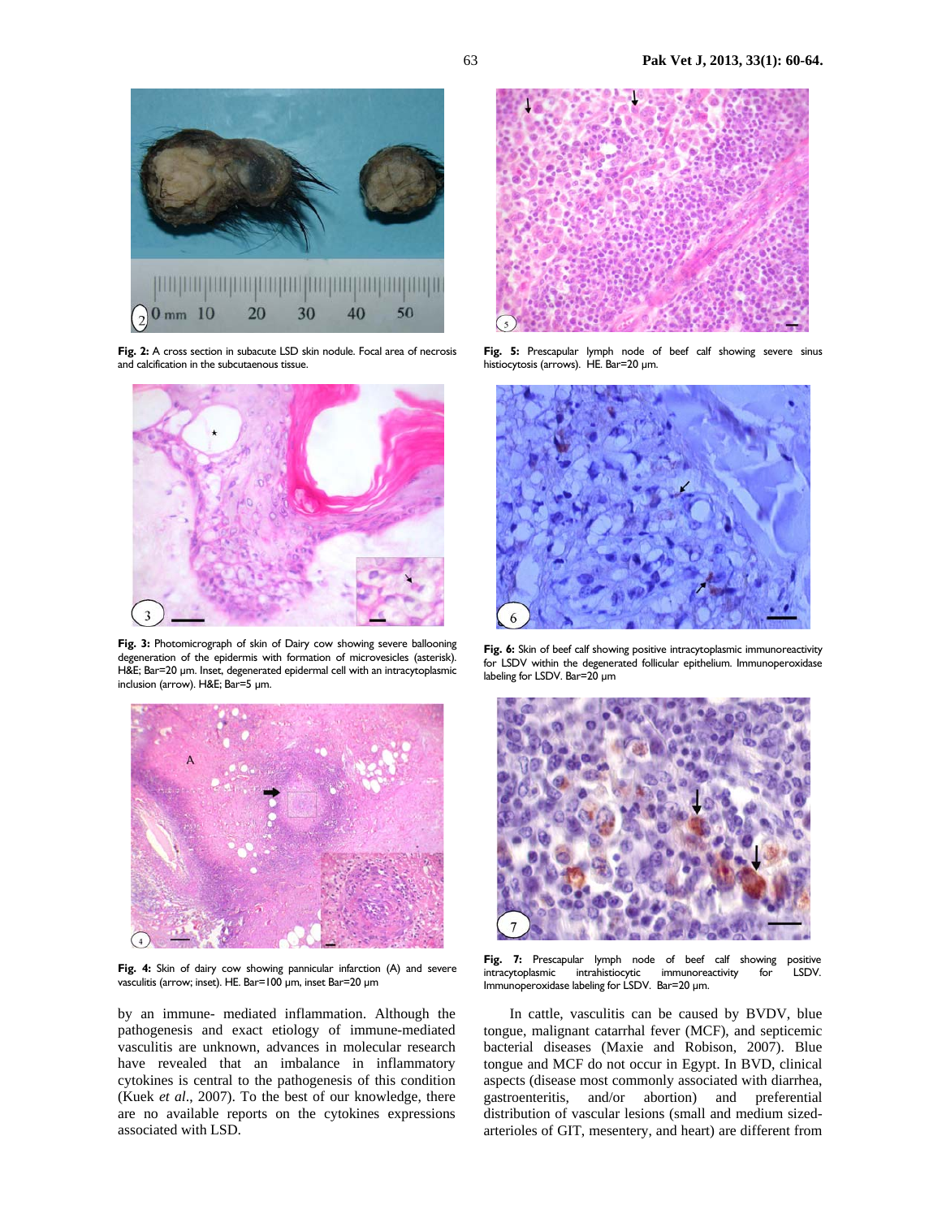Fig. 2: A cross section in subacute LSD skin nodule. Focal area of necrosis and calcification in the subcutaenous tissue.

Fig. 3: Photomicrograph of skin of Dairy cow showing severe ballooning degeneration of the epidermis with formation of microvesicles (asterisk). H&E; Bar=20 µm. Inset, degenerated epidermal cell with an intracytoplasmic inclusion (arrow). H&E; Bar=5 µm.

Fig. 4: Skin of dairy cow showing pannicular infarction (A) and severe vasculitis (arrow; inset). HE. Bar=100 µm, inset Bar=20 µm

Fig. 5: Prescapular lymph node of beef calf showing severe sinus histiocytosis (arrows). HE. Bar=20 µm.

Fig. 6: Skin of beef calf showing positive intracytoplasmic immunoreactivity for LSDV within the degenerated follicular epithelium. Immunoperoxidase labeling for LSDV. Bar=20 µm

Fig. 7: Prescapular lymph node of beef calf showing positive intracytoplasmic intrahistiocytic immunoreactivity for LSDV. Immunoperoxidase labeling for LSDV. Bar=20 µm.

by an immune- mediated inflammation. Although the pathogenesis and exact etiology of immune-mediated vasculitis are unknown, advances in molecular research have revealed that an imbalance in inflammatory cytokines is central to the pathogenesis of this condition (Kuek *et al*., 2007). To the best of our knowledge, there are no available reports on the cytokines expressions associated with LSD.

In cattle, vasculitis can be caused by BVDV, blue tongue, malignant catarrhal fever (MCF), and septicemic bacterial diseases (Maxie and Robison, 2007). Blue tongue and MCF do not occur in Egypt. In BVD, clinical aspects (disease most commonly associated with diarrhea, gastroenteritis, and/or abortion) and preferential distribution of vascular lesions (small and medium sized-arterioles of GIT, mesentery, and heart) are different from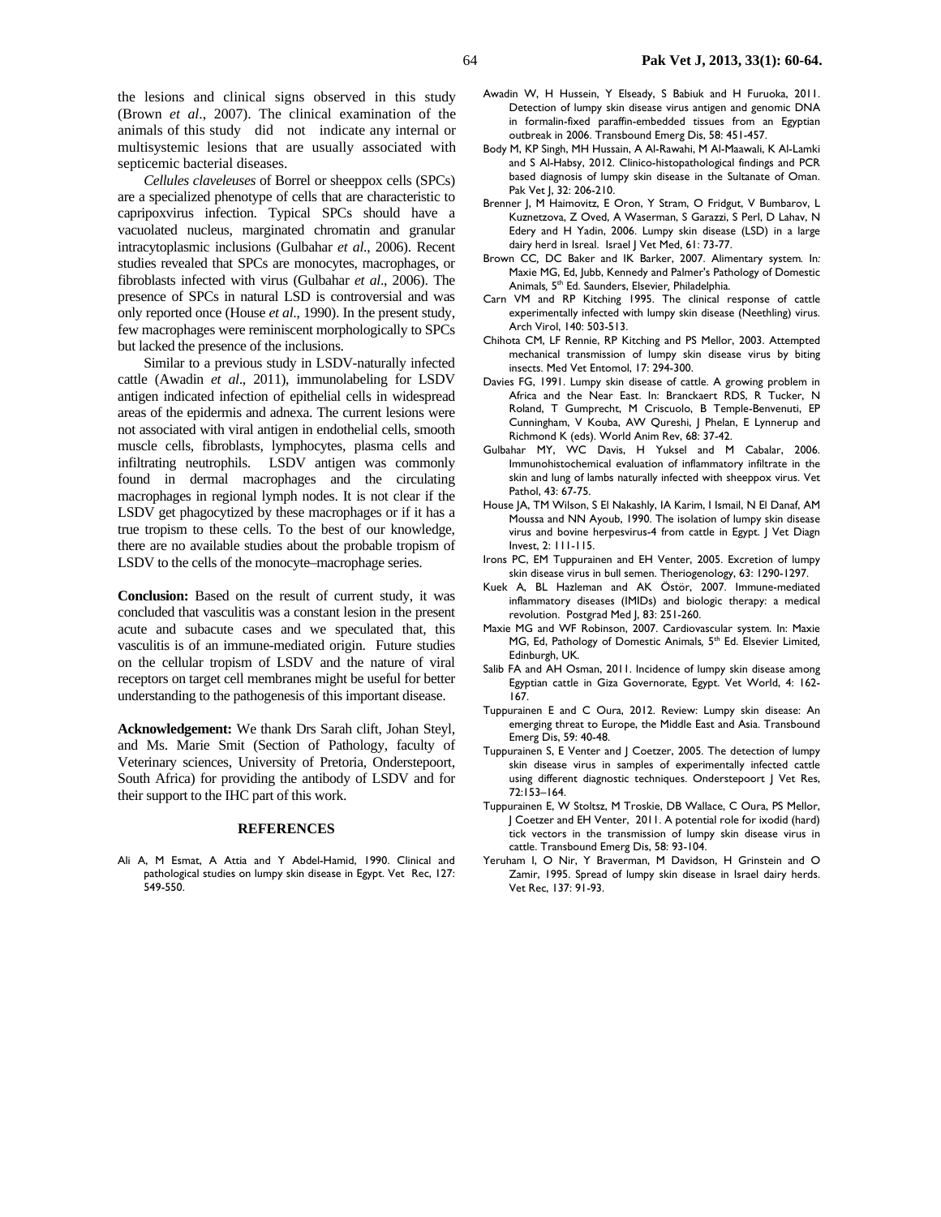the lesions and clinical signs observed in this study (Brown *et al*., 2007). The clinical examination of the animals of this study did not indicate any internal or multisystemic lesions that are usually associated with septicemic bacterial diseases.

*Cellules claveleuses* of Borrel or sheeppox cells (SPCs) are a specialized phenotype of cells that are characteristic to capripoxvirus infection. Typical SPCs should have a vacuolated nucleus, marginated chromatin and granular intracytoplasmic inclusions (Gulbahar *et al*., 2006). Recent studies revealed that SPCs are monocytes, macrophages, or fibroblasts infected with virus (Gulbahar *et al*., 2006). The presence of SPCs in natural LSD is controversial and was only reported once (House *et al*., 1990). In the present study, few macrophages were reminiscent morphologically to SPCs but lacked the presence of the inclusions.

Similar to a previous study in LSDV-naturally infected cattle (Awadin *et al*., 2011), immunolabeling for LSDV antigen indicated infection of epithelial cells in widespread areas of the epidermis and adnexa. The current lesions were not associated with viral antigen in endothelial cells, smooth muscle cells, fibroblasts, lymphocytes, plasma cells and infiltrating neutrophils. LSDV antigen was commonly found in dermal macrophages and the circulating macrophages in regional lymph nodes. It is not clear if the LSDV get phagocytized by these macrophages or if it has a true tropism to these cells. To the best of our knowledge, there are no available studies about the probable tropism of LSDV to the cells of the monocyte–macrophage series.

**Conclusion:** Based on the result of current study, it was concluded that vasculitis was a constant lesion in the present acute and subacute cases and we speculated that, this vasculitis is of an immune-mediated origin. Future studies on the cellular tropism of LSDV and the nature of viral receptors on target cell membranes might be useful for better understanding to the pathogenesis of this important disease.

**Acknowledgement:** We thank Drs Sarah clift, Johan Steyl, and Ms. Marie Smit (Section of Pathology, faculty of Veterinary sciences, University of Pretoria, Onderstepoort, South Africa) for providing the antibody of LSDV and for their support to the IHC part of this work.

## REFERENCES

Ali A, M Esmat, A Attia and Y Abdel-Hamid, 1990. Clinical and pathological studies on lumpy skin disease in Egypt. Vet Rec, 127: 549-550.

Awadin W, H Hussein, Y Elseady, S Babiuk and H Furuoka, 2011. Detection of lumpy skin disease virus antigen and genomic DNA in formalin-fixed paraffin-embedded tissues from an Egyptian outbreak in 2006. Transbound Emerg Dis, 58: 451-457.

Body M, KP Singh, MH Hussain, A Al-Rawahi, M Al-Maawali, K Al-Lamki and S Al-Habsy, 2012. Clinico-histopathological findings and PCR based diagnosis of lumpy skin disease in the Sultanate of Oman. Pak Vet J, 32: 206-210.

Brenner J, M Haimovitz, E Oron, Y Stram, O Fridgut, V Bumbarov, L Kuznetzova, Z Oved, A Waserman, S Garazzi, S Perl, D Lahav, N Edery and H Yadin, 2006. Lumpy skin disease (LSD) in a large dairy herd in Isreal. Israel J Vet Med, 61: 73-77.

Brown CC, DC Baker and IK Barker, 2007. Alimentary system. In: Maxie MG, Ed, Jubb, Kennedy and Palmer's Pathology of Domestic Animals, 5th Ed. Saunders, Elsevier, Philadelphia.

Carn VM and RP Kitching 1995. The clinical response of cattle experimentally infected with lumpy skin disease (Neethling) virus. Arch Virol, 140: 503-513.

Chihota CM, LF Rennie, RP Kitching and PS Mellor, 2003. Attempted mechanical transmission of lumpy skin disease virus by biting insects. Med Vet Entomol, 17: 294-300.

Davies FG, 1991. Lumpy skin disease of cattle. A growing problem in Africa and the Near East. In: Branckaert RDS, R Tucker, N Roland, T Gumprecht, M Criscuolo, B Temple-Benvenuti, EP Cunningham, V Kouba, AW Qureshi, J Phelan, E Lynnerup and Richmond K (eds). World Anim Rev, 68: 37-42.

Gulbahar MY, WC Davis, H Yuksel and M Cabalar, 2006. Immunohistochemical evaluation of inflammatory infiltrate in the skin and lung of lambs naturally infected with sheeppox virus. Vet Pathol, 43: 67-75.

House JA, TM Wilson, S El Nakashly, IA Karim, I Ismail, N El Danaf, AM Moussa and NN Ayoub, 1990. The isolation of lumpy skin disease virus and bovine herpesvirus-4 from cattle in Egypt. J Vet Diagn Invest, 2: 111-115.

Irons PC, EM Tuppurainen and EH Venter, 2005. Excretion of lumpy skin disease virus in bull semen. Theriogenology, 63: 1290-1297.

Kuek A, BL Hazleman and AK Östör, 2007. Immune-mediated inflammatory diseases (IMIDs) and biologic therapy: a medical revolution. Postgrad Med J, 83: 251-260.

Maxie MG and WF Robinson, 2007. Cardiovascular system. In: Maxie MG, Ed, Pathology of Domestic Animals, 5th Ed. Elsevier Limited, Edinburgh, UK.

Salib FA and AH Osman, 2011. Incidence of lumpy skin disease among Egyptian cattle in Giza Governorate, Egypt. Vet World, 4: 162-167.

Tuppurainen E and C Oura, 2012. Review: Lumpy skin disease: An emerging threat to Europe, the Middle East and Asia. Transbound Emerg Dis, 59: 40-48.

Tuppurainen S, E Venter and J Coetzer, 2005. The detection of lumpy skin disease virus in samples of experimentally infected cattle using different diagnostic techniques. Onderstepoort J Vet Res, 72:153–164.

Tuppurainen E, W Stoltsz, M Troskie, DB Wallace, C Oura, PS Mellor, J Coetzer and EH Venter, 2011. A potential role for ixodid (hard) tick vectors in the transmission of lumpy skin disease virus in cattle. Transbound Emerg Dis, 58: 93-104.

Yeruham I, O Nir, Y Braverman, M Davidson, H Grinstein and O Zamir, 1995. Spread of lumpy skin disease in Israel dairy herds. Vet Rec, 137: 91-93.